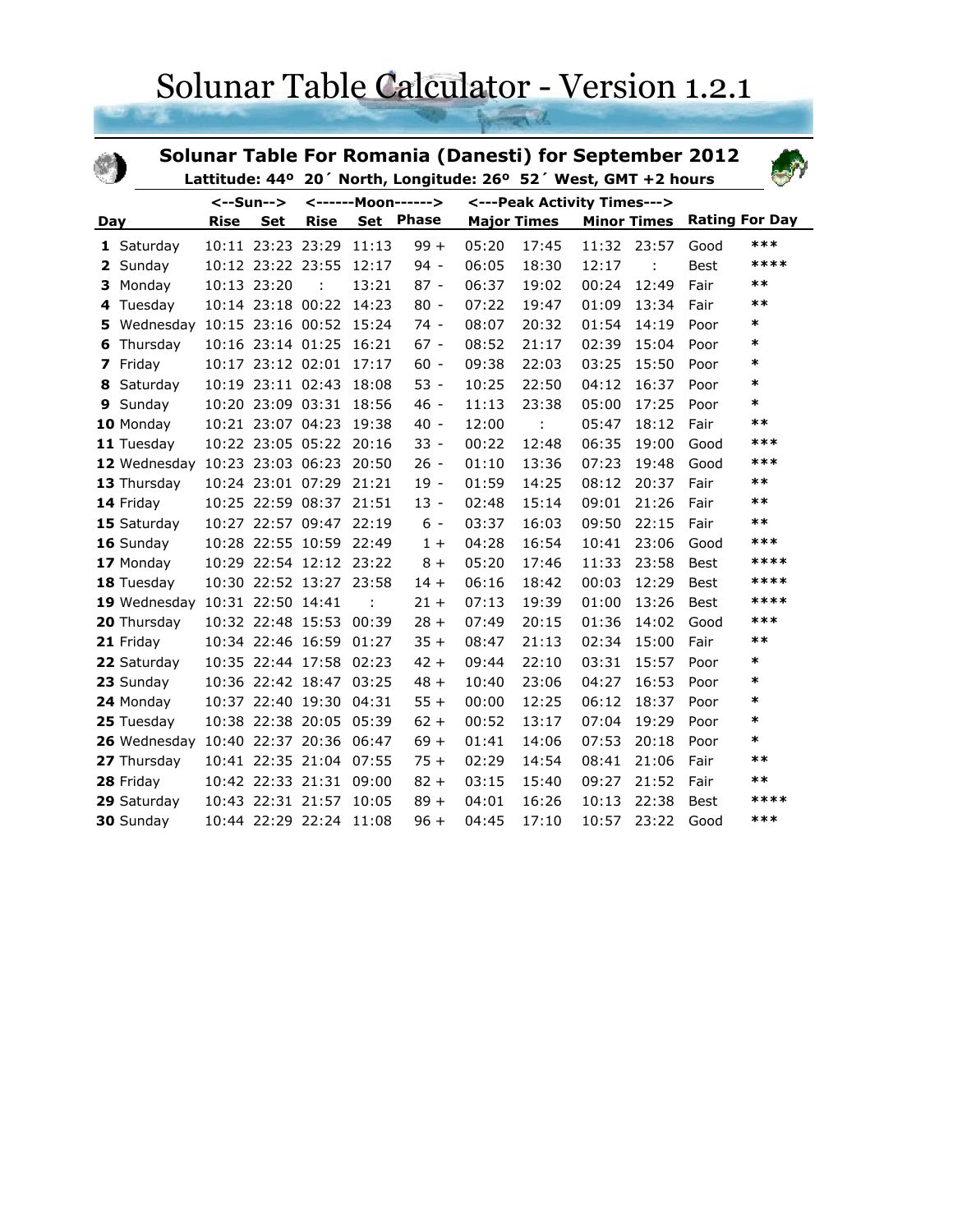# Solunar Table Calculator - Version 1.2.1

## Solunar Table For Romania (Danesti) for September 2012

**Lattitude: 44º 20´ North, Longitude: 26º 52´ West, GMT +2 hours**

| | | <--Sun--> | | <------Moon------> | | | <---Peak Activity Times---> | | | | | |
|---|---|---|---|---|---|---|---|---|---|---|---|---|
| **Day** | | **Rise** | **Set** | **Rise** | **Set** | **Phase** | **Major Times** | | **Minor Times** | | **Rating For Day** | |
| **1** | Saturday | 10:11 | 23:23 | 23:29 | 11:13 | 99 + | 05:20 | 17:45 | 11:32 | 23:57 | Good | *** |
| **2** | Sunday | 10:12 | 23:22 | 23:55 | 12:17 | 94 - | 06:05 | 18:30 | 12:17 | : | Best | **** |
| **3** | Monday | 10:13 | 23:20 | : | 13:21 | 87 - | 06:37 | 19:02 | 00:24 | 12:49 | Fair | ** |
| **4** | Tuesday | 10:14 | 23:18 | 00:22 | 14:23 | 80 - | 07:22 | 19:47 | 01:09 | 13:34 | Fair | ** |
| **5** | Wednesday | 10:15 | 23:16 | 00:52 | 15:24 | 74 - | 08:07 | 20:32 | 01:54 | 14:19 | Poor | * |
| **6** | Thursday | 10:16 | 23:14 | 01:25 | 16:21 | 67 - | 08:52 | 21:17 | 02:39 | 15:04 | Poor | * |
| **7** | Friday | 10:17 | 23:12 | 02:01 | 17:17 | 60 - | 09:38 | 22:03 | 03:25 | 15:50 | Poor | * |
| **8** | Saturday | 10:19 | 23:11 | 02:43 | 18:08 | 53 - | 10:25 | 22:50 | 04:12 | 16:37 | Poor | * |
| **9** | Sunday | 10:20 | 23:09 | 03:31 | 18:56 | 46 - | 11:13 | 23:38 | 05:00 | 17:25 | Poor | * |
| **10** | Monday | 10:21 | 23:07 | 04:23 | 19:38 | 40 - | 12:00 | : | 05:47 | 18:12 | Fair | ** |
| **11** | Tuesday | 10:22 | 23:05 | 05:22 | 20:16 | 33 - | 00:22 | 12:48 | 06:35 | 19:00 | Good | *** |
| **12** | Wednesday | 10:23 | 23:03 | 06:23 | 20:50 | 26 - | 01:10 | 13:36 | 07:23 | 19:48 | Good | *** |
| **13** | Thursday | 10:24 | 23:01 | 07:29 | 21:21 | 19 - | 01:59 | 14:25 | 08:12 | 20:37 | Fair | ** |
| **14** | Friday | 10:25 | 22:59 | 08:37 | 21:51 | 13 - | 02:48 | 15:14 | 09:01 | 21:26 | Fair | ** |
| **15** | Saturday | 10:27 | 22:57 | 09:47 | 22:19 | 6 - | 03:37 | 16:03 | 09:50 | 22:15 | Fair | ** |
| **16** | Sunday | 10:28 | 22:55 | 10:59 | 22:49 | 1 + | 04:28 | 16:54 | 10:41 | 23:06 | Good | *** |
| **17** | Monday | 10:29 | 22:54 | 12:12 | 23:22 | 8 + | 05:20 | 17:46 | 11:33 | 23:58 | Best | **** |
| **18** | Tuesday | 10:30 | 22:52 | 13:27 | 23:58 | 14 + | 06:16 | 18:42 | 00:03 | 12:29 | Best | **** |
| **19** | Wednesday | 10:31 | 22:50 | 14:41 | : | 21 + | 07:13 | 19:39 | 01:00 | 13:26 | Best | **** |
| **20** | Thursday | 10:32 | 22:48 | 15:53 | 00:39 | 28 + | 07:49 | 20:15 | 01:36 | 14:02 | Good | *** |
| **21** | Friday | 10:34 | 22:46 | 16:59 | 01:27 | 35 + | 08:47 | 21:13 | 02:34 | 15:00 | Fair | ** |
| **22** | Saturday | 10:35 | 22:44 | 17:58 | 02:23 | 42 + | 09:44 | 22:10 | 03:31 | 15:57 | Poor | * |
| **23** | Sunday | 10:36 | 22:42 | 18:47 | 03:25 | 48 + | 10:40 | 23:06 | 04:27 | 16:53 | Poor | * |
| **24** | Monday | 10:37 | 22:40 | 19:30 | 04:31 | 55 + | 00:00 | 12:25 | 06:12 | 18:37 | Poor | * |
| **25** | Tuesday | 10:38 | 22:38 | 20:05 | 05:39 | 62 + | 00:52 | 13:17 | 07:04 | 19:29 | Poor | * |
| **26** | Wednesday | 10:40 | 22:37 | 20:36 | 06:47 | 69 + | 01:41 | 14:06 | 07:53 | 20:18 | Poor | * |
| **27** | Thursday | 10:41 | 22:35 | 21:04 | 07:55 | 75 + | 02:29 | 14:54 | 08:41 | 21:06 | Fair | ** |
| **28** | Friday | 10:42 | 22:33 | 21:31 | 09:00 | 82 + | 03:15 | 15:40 | 09:27 | 21:52 | Fair | ** |
| **29** | Saturday | 10:43 | 22:31 | 21:57 | 10:05 | 89 + | 04:01 | 16:26 | 10:13 | 22:38 | Best | **** |
| **30** | Sunday | 10:44 | 22:29 | 22:24 | 11:08 | 96 + | 04:45 | 17:10 | 10:57 | 23:22 | Good | *** |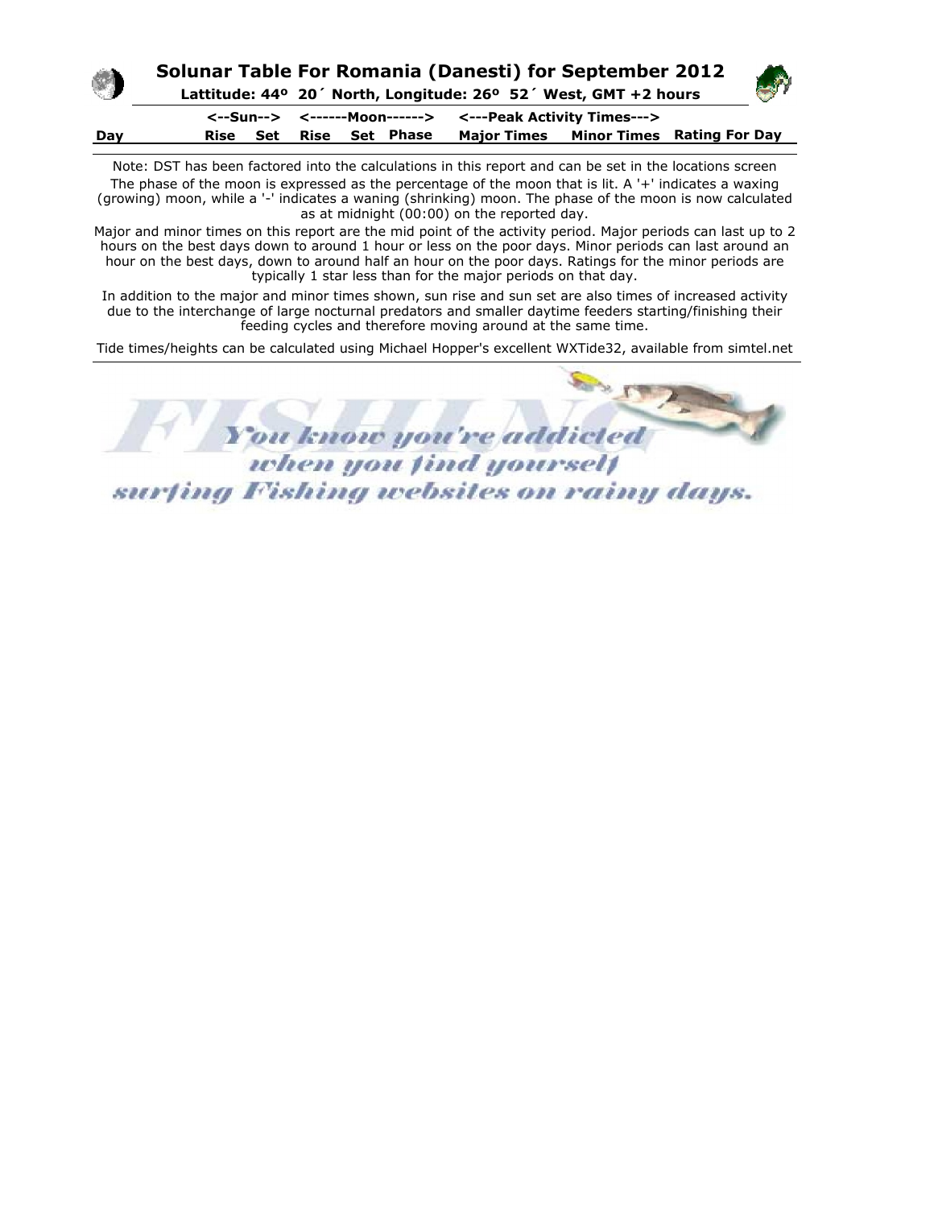## Solunar Table For Romania (Danesti) for September 2012

**Lattitude: 44º 20´ North, Longitude: 26º 52´ West, GMT +2 hours**

| | <--Sun--> | | <------Moon------> | | | <---Peak Activity Times---> | | |
|---|---|---|---|---|---|---|---|---|
| Day | Rise | Set | Rise | Set | Phase | Major Times | Minor Times | Rating For Day |

Note: DST has been factored into the calculations in this report and can be set in the locations screen

The phase of the moon is expressed as the percentage of the moon that is lit. A '+' indicates a waxing (growing) moon, while a '-' indicates a waning (shrinking) moon. The phase of the moon is now calculated as at midnight (00:00) on the reported day.

Major and minor times on this report are the mid point of the activity period. Major periods can last up to 2 hours on the best days down to around 1 hour or less on the poor days. Minor periods can last around an hour on the best days, down to around half an hour on the poor days. Ratings for the minor periods are typically 1 star less than for the major periods on that day.

In addition to the major and minor times shown, sun rise and sun set are also times of increased activity due to the interchange of large nocturnal predators and smaller daytime feeders starting/finishing their feeding cycles and therefore moving around at the same time.

Tide times/heights can be calculated using Michael Hopper's excellent WXTide32, available from simtel.net

FISHING

*You know you're addicted when you find yourself surfing Fishing websites on rainy days.*